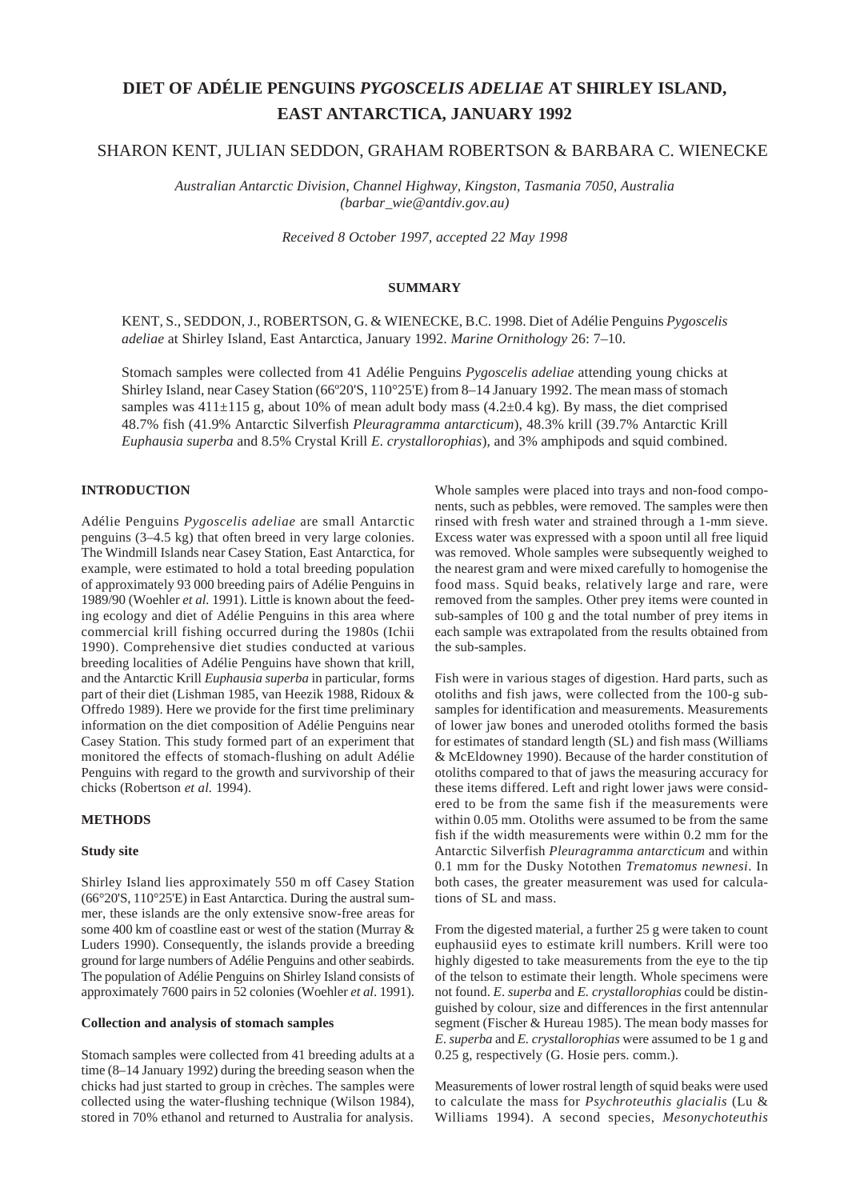# DIET OF ADÉLIE PENGUINS *PYGOSCELIS ADELIAE* AT SHIRLEY ISLAND, EAST ANTARCTICA, JANUARY 1992

SHARON KENT, JULIAN SEDDON, GRAHAM ROBERTSON & BARBARA C. WIENECKE

*Australian Antarctic Division, Channel Highway, Kingston, Tasmania 7050, Australia (barbar_wie@antdiv.gov.au)*

*Received 8 October 1997, accepted 22 May 1998*

## SUMMARY

KENT, S., SEDDON, J., ROBERTSON, G. & WIENECKE, B.C. 1998. Diet of Adélie Penguins *Pygoscelis adeliae* at Shirley Island, East Antarctica, January 1992. *Marine Ornithology* 26: 7–10.

Stomach samples were collected from 41 Adélie Penguins *Pygoscelis adeliae* attending young chicks at Shirley Island, near Casey Station (66º20'S, 110°25'E) from 8–14 January 1992. The mean mass of stomach samples was 411±115 g, about 10% of mean adult body mass (4.2±0.4 kg). By mass, the diet comprised 48.7% fish (41.9% Antarctic Silverfish *Pleuragramma antarcticum*), 48.3% krill (39.7% Antarctic Krill *Euphausia superba* and 8.5% Crystal Krill *E. crystallorophias*), and 3% amphipods and squid combined.

## INTRODUCTION

Adélie Penguins *Pygoscelis adeliae* are small Antarctic penguins (3–4.5 kg) that often breed in very large colonies. The Windmill Islands near Casey Station, East Antarctica, for example, were estimated to hold a total breeding population of approximately 93 000 breeding pairs of Adélie Penguins in 1989/90 (Woehler *et al.* 1991). Little is known about the feeding ecology and diet of Adélie Penguins in this area where commercial krill fishing occurred during the 1980s (Ichii 1990). Comprehensive diet studies conducted at various breeding localities of Adélie Penguins have shown that krill, and the Antarctic Krill *Euphausia superba* in particular, forms part of their diet (Lishman 1985, van Heezik 1988, Ridoux & Offredo 1989). Here we provide for the first time preliminary information on the diet composition of Adélie Penguins near Casey Station. This study formed part of an experiment that monitored the effects of stomach-flushing on adult Adélie Penguins with regard to the growth and survivorship of their chicks (Robertson *et al.* 1994).

## METHODS

### Study site

Shirley Island lies approximately 550 m off Casey Station (66°20'S, 110°25'E) in East Antarctica. During the austral summer, these islands are the only extensive snow-free areas for some 400 km of coastline east or west of the station (Murray & Luders 1990). Consequently, the islands provide a breeding ground for large numbers of Adélie Penguins and other seabirds. The population of Adélie Penguins on Shirley Island consists of approximately 7600 pairs in 52 colonies (Woehler *et al*. 1991).

### Collection and analysis of stomach samples

Stomach samples were collected from 41 breeding adults at a time (8–14 January 1992) during the breeding season when the chicks had just started to group in crèches. The samples were collected using the water-flushing technique (Wilson 1984), stored in 70% ethanol and returned to Australia for analysis. Whole samples were placed into trays and non-food components, such as pebbles, were removed. The samples were then rinsed with fresh water and strained through a 1-mm sieve. Excess water was expressed with a spoon until all free liquid was removed. Whole samples were subsequently weighed to the nearest gram and were mixed carefully to homogenise the food mass. Squid beaks, relatively large and rare, were removed from the samples. Other prey items were counted in sub-samples of 100 g and the total number of prey items in each sample was extrapolated from the results obtained from the sub-samples.

Fish were in various stages of digestion. Hard parts, such as otoliths and fish jaws, were collected from the 100-g sub-samples for identification and measurements. Measurements of lower jaw bones and uneroded otoliths formed the basis for estimates of standard length (SL) and fish mass (Williams & McEldowney 1990). Because of the harder constitution of otoliths compared to that of jaws the measuring accuracy for these items differed. Left and right lower jaws were considered to be from the same fish if the measurements were within 0.05 mm. Otoliths were assumed to be from the same fish if the width measurements were within 0.2 mm for the Antarctic Silverfish *Pleuragramma antarcticum* and within 0.1 mm for the Dusky Notothen *Trematomus newnesi*. In both cases, the greater measurement was used for calculations of SL and mass.

From the digested material, a further 25 g were taken to count euphausiid eyes to estimate krill numbers. Krill were too highly digested to take measurements from the eye to the tip of the telson to estimate their length. Whole specimens were not found. *E. superba* and *E. crystallorophias* could be distinguished by colour, size and differences in the first antennular segment (Fischer & Hureau 1985). The mean body masses for *E. superba* and *E. crystallorophias* were assumed to be 1 g and 0.25 g, respectively (G. Hosie pers. comm.).

Measurements of lower rostral length of squid beaks were used to calculate the mass for *Psychroteuthis glacialis* (Lu & Williams 1994). A second species, *Mesonychoteuthis*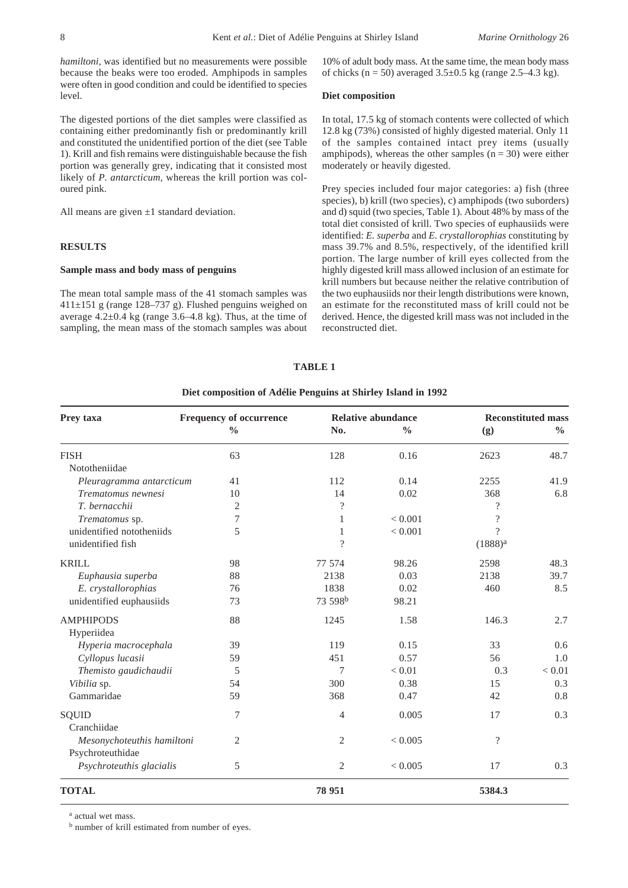*hamiltoni*, was identified but no measurements were possible because the beaks were too eroded. Amphipods in samples were often in good condition and could be identified to species level.

The digested portions of the diet samples were classified as containing either predominantly fish or predominantly krill and constituted the unidentified portion of the diet (see Table 1). Krill and fish remains were distinguishable because the fish portion was generally grey, indicating that it consisted most likely of *P. antarcticum*, whereas the krill portion was coloured pink.

All means are given ±1 standard deviation.

## RESULTS

### Sample mass and body mass of penguins

The mean total sample mass of the 41 stomach samples was 411±151 g (range 128–737 g). Flushed penguins weighed on average 4.2±0.4 kg (range 3.6–4.8 kg). Thus, at the time of sampling, the mean mass of the stomach samples was about 10% of adult body mass. At the same time, the mean body mass of chicks ($n = 50$) averaged 3.5±0.5 kg (range 2.5–4.3 kg).

### Diet composition

In total, 17.5 kg of stomach contents were collected of which 12.8 kg (73%) consisted of highly digested material. Only 11 of the samples contained intact prey items (usually amphipods), whereas the other samples ($n = 30$) were either moderately or heavily digested.

Prey species included four major categories: a) fish (three species), b) krill (two species), c) amphipods (two suborders) and d) squid (two species, Table 1). About 48% by mass of the total diet consisted of krill. Two species of euphausiids were identified: *E. superba* and *E. crystallorophias* constituting by mass 39.7% and 8.5%, respectively, of the identified krill portion. The large number of krill eyes collected from the highly digested krill mass allowed inclusion of an estimate for krill numbers but because neither the relative contribution of the two euphausiids nor their length distributions were known, an estimate for the reconstituted mass of krill could not be derived. Hence, the digested krill mass was not included in the reconstructed diet.

**TABLE 1**

**Diet composition of Adélie Penguins at Shirley Island in 1992**

| Prey taxa | Frequency of occurrence | Relative abundance | | Reconstituted mass | |
|---|---|---|---|---|---|
| | % | No. | % | (g) | % |
| FISH | 63 | 128 | 0.16 | 2623 | 48.7 |
| Nototheniidae | | | | | |
| *Pleuragramma antarcticum* | 41 | 112 | 0.14 | 2255 | 41.9 |
| *Trematomus newnesi* | 10 | 14 | 0.02 | 368 | 6.8 |
| *T. bernacchii* | 2 | ? | | ? | |
| *Trematomus* sp. | 7 | 1 | < 0.001 | ? | |
| unidentified nototheniids | 5 | 1 | < 0.001 | ? | |
| unidentified fish | | ? | | (1888)[a] | |
| KRILL | 98 | 77 574 | 98.26 | 2598 | 48.3 |
| *Euphausia superba* | 88 | 2138 | 0.03 | 2138 | 39.7 |
| *E. crystallorophias* | 76 | 1838 | 0.02 | 460 | 8.5 |
| unidentified euphausiids | 73 | 73 598[b] | 98.21 | | |
| AMPHIPODS | 88 | 1245 | 1.58 | 146.3 | 2.7 |
| Hyperiidea | | | | | |
| *Hyperia macrocephala* | 39 | 119 | 0.15 | 33 | 0.6 |
| *Cyllopus lucasii* | 59 | 451 | 0.57 | 56 | 1.0 |
| *Themisto gaudichaudii* | 5 | 7 | < 0.01 | 0.3 | < 0.01 |
| *Vibilia* sp. | 54 | 300 | 0.38 | 15 | 0.3 |
| Gammaridae | 59 | 368 | 0.47 | 42 | 0.8 |
| SQUID | 7 | 4 | 0.005 | 17 | 0.3 |
| Cranchiidae | | | | | |
| *Mesonychoteuthis hamiltoni* | 2 | 2 | < 0.005 | ? | |
| Psychroteuthidae | | | | | |
| *Psychroteuthis glacialis* | 5 | 2 | < 0.005 | 17 | 0.3 |
| **TOTAL** | | **78 951** | | **5384.3** | |

[a] actual wet mass.

[b] number of krill estimated from number of eyes.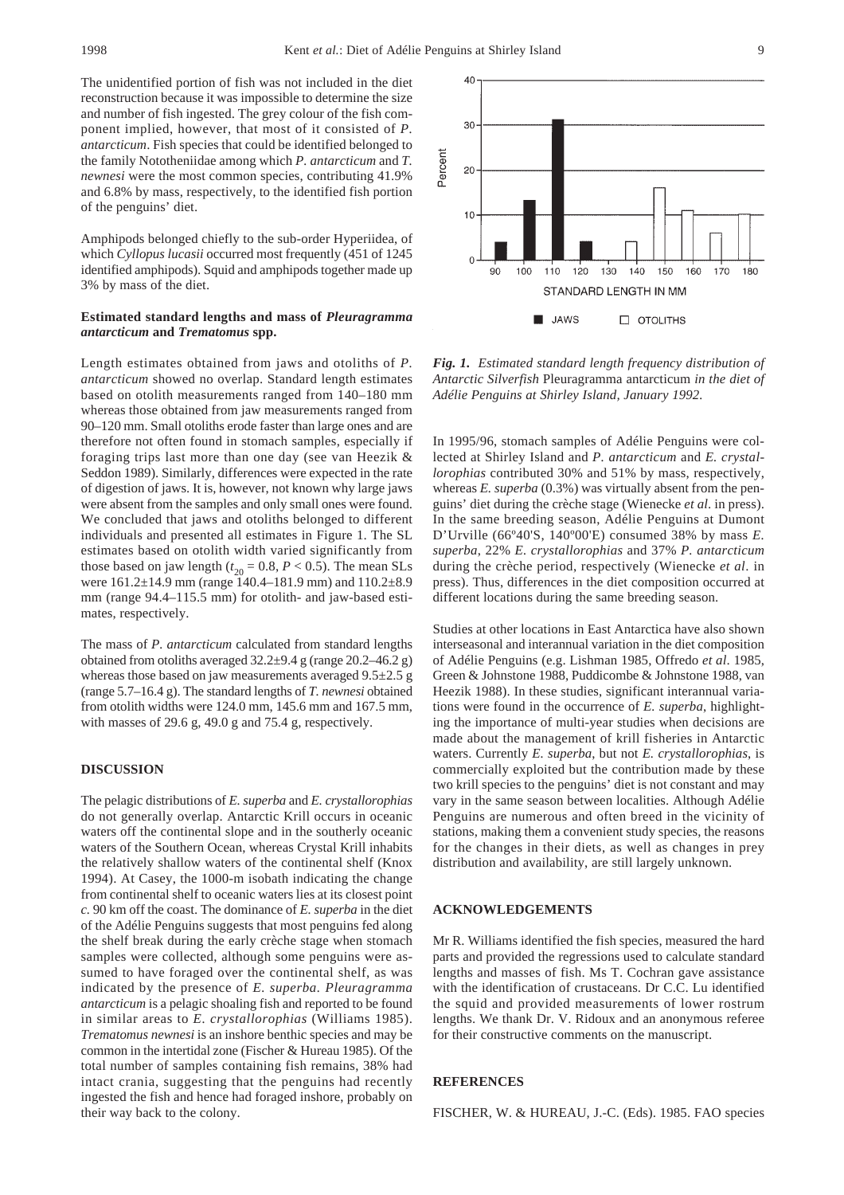The unidentified portion of fish was not included in the diet reconstruction because it was impossible to determine the size and number of fish ingested. The grey colour of the fish component implied, however, that most of it consisted of *P. antarcticum*. Fish species that could be identified belonged to the family Nototheniidae among which *P. antarcticum* and *T. newnesi* were the most common species, contributing 41.9% and 6.8% by mass, respectively, to the identified fish portion of the penguins' diet.

Amphipods belonged chiefly to the sub-order Hyperiidea, of which *Cyllopus lucasii* occurred most frequently (451 of 1245 identified amphipods). Squid and amphipods together made up 3% by mass of the diet.

### Estimated standard lengths and mass of *Pleuragramma antarcticum* and *Trematomus* spp.

Length estimates obtained from jaws and otoliths of *P. antarcticum* showed no overlap. Standard length estimates based on otolith measurements ranged from 140–180 mm whereas those obtained from jaw measurements ranged from 90–120 mm. Small otoliths erode faster than large ones and are therefore not often found in stomach samples, especially if foraging trips last more than one day (see van Heezik & Seddon 1989). Similarly, differences were expected in the rate of digestion of jaws. It is, however, not known why large jaws were absent from the samples and only small ones were found. We concluded that jaws and otoliths belonged to different individuals and presented all estimates in Figure 1. The SL estimates based on otolith width varied significantly from those based on jaw length ($t_{20} = 0.8$, $P < 0.5$). The mean SLs were 161.2±14.9 mm (range 140.4–181.9 mm) and 110.2±8.9 mm (range 94.4–115.5 mm) for otolith- and jaw-based estimates, respectively.

The mass of *P. antarcticum* calculated from standard lengths obtained from otoliths averaged 32.2±9.4 g (range 20.2–46.2 g) whereas those based on jaw measurements averaged 9.5±2.5 g (range 5.7–16.4 g). The standard lengths of *T. newnesi* obtained from otolith widths were 124.0 mm, 145.6 mm and 167.5 mm, with masses of 29.6 g, 49.0 g and 75.4 g, respectively.

*Fig. 1. Estimated standard length frequency distribution of Antarctic Silverfish* Pleuragramma antarcticum *in the diet of Adélie Penguins at Shirley Island, January 1992.*

## DISCUSSION

The pelagic distributions of *E. superba* and *E. crystallorophias* do not generally overlap. Antarctic Krill occurs in oceanic waters off the continental slope and in the southerly oceanic waters of the Southern Ocean, whereas Crystal Krill inhabits the relatively shallow waters of the continental shelf (Knox 1994). At Casey, the 1000-m isobath indicating the change from continental shelf to oceanic waters lies at its closest point *c.* 90 km off the coast. The dominance of *E. superba* in the diet of the Adélie Penguins suggests that most penguins fed along the shelf break during the early crèche stage when stomach samples were collected, although some penguins were assumed to have foraged over the continental shelf, as was indicated by the presence of *E. superba*. *Pleuragramma antarcticum* is a pelagic shoaling fish and reported to be found in similar areas to *E. crystallorophias* (Williams 1985). *Trematomus newnesi* is an inshore benthic species and may be common in the intertidal zone (Fischer & Hureau 1985). Of the total number of samples containing fish remains, 38% had intact crania, suggesting that the penguins had recently ingested the fish and hence had foraged inshore, probably on their way back to the colony.

In 1995/96, stomach samples of Adélie Penguins were collected at Shirley Island and *P. antarcticum* and *E. crystallorophias* contributed 30% and 51% by mass, respectively, whereas *E. superba* (0.3%) was virtually absent from the penguins' diet during the crèche stage (Wienecke *et al*. in press). In the same breeding season, Adélie Penguins at Dumont D'Urville (66º40'S, 140º00'E) consumed 38% by mass *E. superba*, 22% *E. crystallorophias* and 37% *P. antarcticum* during the crèche period, respectively (Wienecke *et al*. in press). Thus, differences in the diet composition occurred at different locations during the same breeding season.

Studies at other locations in East Antarctica have also shown interseasonal and interannual variation in the diet composition of Adélie Penguins (e.g. Lishman 1985, Offredo *et al*. 1985, Green & Johnstone 1988, Puddicombe & Johnstone 1988, van Heezik 1988). In these studies, significant interannual variations were found in the occurrence of *E. superba*, highlighting the importance of multi-year studies when decisions are made about the management of krill fisheries in Antarctic waters. Currently *E. superba*, but not *E. crystallorophias*, is commercially exploited but the contribution made by these two krill species to the penguins' diet is not constant and may vary in the same season between localities. Although Adélie Penguins are numerous and often breed in the vicinity of stations, making them a convenient study species, the reasons for the changes in their diets, as well as changes in prey distribution and availability, are still largely unknown.

## ACKNOWLEDGEMENTS

Mr R. Williams identified the fish species, measured the hard parts and provided the regressions used to calculate standard lengths and masses of fish. Ms T. Cochran gave assistance with the identification of crustaceans. Dr C.C. Lu identified the squid and provided measurements of lower rostrum lengths. We thank Dr. V. Ridoux and an anonymous referee for their constructive comments on the manuscript.

## REFERENCES

FISCHER, W. & HUREAU, J.-C. (Eds). 1985. FAO species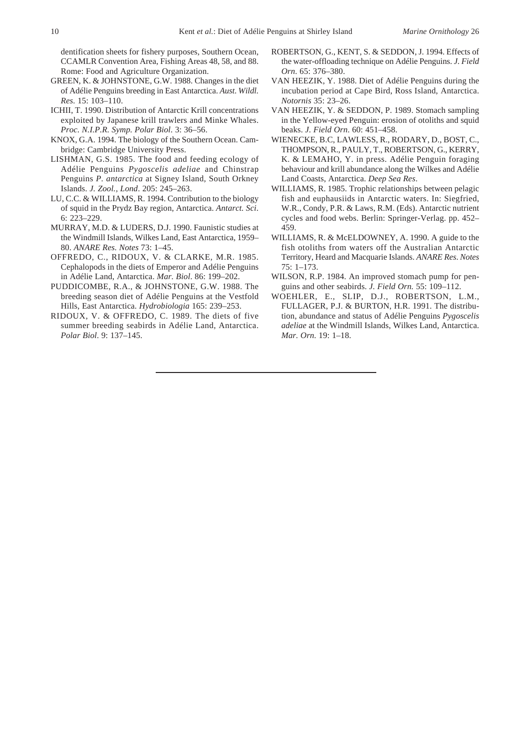dentification sheets for fishery purposes, Southern Ocean, CCAMLR Convention Area, Fishing Areas 48, 58, and 88. Rome: Food and Agriculture Organization.

GREEN, K. & JOHNSTONE, G.W. 1988. Changes in the diet of Adélie Penguins breeding in East Antarctica. *Aust. Wildl. Res.* 15: 103–110.

ICHII, T. 1990. Distribution of Antarctic Krill concentrations exploited by Japanese krill trawlers and Minke Whales. *Proc. N.I.P.R. Symp. Polar Biol.* 3: 36–56.

KNOX, G.A. 1994. The biology of the Southern Ocean. Cambridge: Cambridge University Press.

LISHMAN, G.S. 1985. The food and feeding ecology of Adélie Penguins *Pygoscelis adeliae* and Chinstrap Penguins *P. antarctica* at Signey Island, South Orkney Islands. *J. Zool., Lond*. 205: 245–263.

LU, C.C. & WILLIAMS, R. 1994. Contribution to the biology of squid in the Prydz Bay region, Antarctica. *Antarct. Sci.* 6: 223–229.

MURRAY, M.D. & LUDERS, D.J. 1990. Faunistic studies at the Windmill Islands, Wilkes Land, East Antarctica, 1959–80. *ANARE Res. Notes* 73: 1–45.

OFFREDO, C., RIDOUX, V. & CLARKE, M.R. 1985. Cephalopods in the diets of Emperor and Adélie Penguins in Adélie Land, Antarctica. *Mar. Biol.* 86: 199–202.

PUDDICOMBE, R.A., & JOHNSTONE, G.W. 1988. The breeding season diet of Adélie Penguins at the Vestfold Hills, East Antarctica. *Hydrobiologia* 165: 239–253.

RIDOUX, V. & OFFREDO, C. 1989. The diets of five summer breeding seabirds in Adélie Land, Antarctica. *Polar Biol.* 9: 137–145.

ROBERTSON, G., KENT, S. & SEDDON, J. 1994. Effects of the water-offloading technique on Adélie Penguins. *J. Field Orn.* 65: 376–380.

VAN HEEZIK, Y. 1988. Diet of Adélie Penguins during the incubation period at Cape Bird, Ross Island, Antarctica. *Notornis* 35: 23–26.

VAN HEEZIK, Y. & SEDDON, P. 1989. Stomach sampling in the Yellow-eyed Penguin: erosion of otoliths and squid beaks. *J. Field Orn.* 60: 451–458.

WIENECKE, B.C, LAWLESS, R., RODARY, D., BOST, C., THOMPSON, R., PAULY, T., ROBERTSON, G., KERRY, K. & LEMAHO, Y. in press. Adélie Penguin foraging behaviour and krill abundance along the Wilkes and Adélie Land Coasts, Antarctica. *Deep Sea Res*.

WILLIAMS, R. 1985. Trophic relationships between pelagic fish and euphausiids in Antarctic waters. In: Siegfried, W.R., Condy, P.R. & Laws, R.M. (Eds). Antarctic nutrient cycles and food webs. Berlin: Springer-Verlag. pp. 452–459.

WILLIAMS, R. & McELDOWNEY, A. 1990. A guide to the fish otoliths from waters off the Australian Antarctic Territory, Heard and Macquarie Islands. *ANARE Res. Notes* 75: 1–173.

WILSON, R.P. 1984. An improved stomach pump for penguins and other seabirds. *J. Field Orn.* 55: 109–112.

WOEHLER, E., SLIP, D.J., ROBERTSON, L.M., FULLAGER, P.J. & BURTON, H.R. 1991. The distribution, abundance and status of Adélie Penguins *Pygoscelis adeliae* at the Windmill Islands, Wilkes Land, Antarctica. *Mar. Orn.* 19: 1–18.